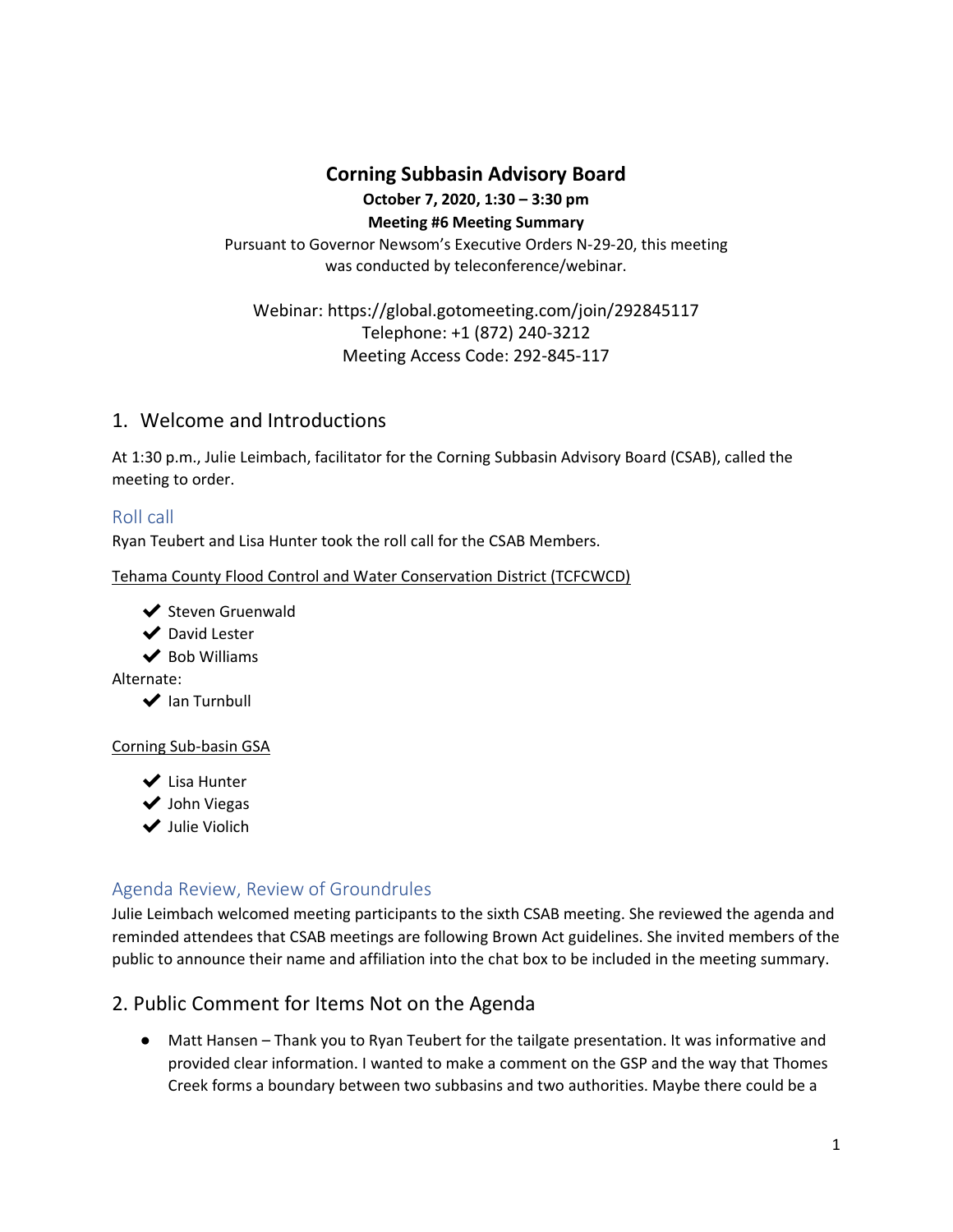# Corning Subbasin Advisory Board

**October 7, 2020, 1:30 – 3:30 pm**

**Meeting #6 Meeting Summary**

Pursuant to Governor Newsom's Executive Orders N-29-20, this meeting was conducted by teleconference/webinar.

Webinar: https://global.gotomeeting.com/join/292845117
Telephone: +1 (872) 240-3212
Meeting Access Code: 292-845-117

## 1. Welcome and Introductions

At 1:30 p.m., Julie Leimbach, facilitator for the Corning Subbasin Advisory Board (CSAB), called the meeting to order.

### Roll call

Ryan Teubert and Lisa Hunter took the roll call for the CSAB Members.

Tehama County Flood Control and Water Conservation District (TCFCWCD)

- ✔ Steven Gruenwald
- ✔ David Lester
- ✔ Bob Williams

Alternate:

- ✔ Ian Turnbull

Corning Sub-basin GSA

- ✔ Lisa Hunter
- ✔ John Viegas
- ✔ Julie Violich

### Agenda Review, Review of Groundrules

Julie Leimbach welcomed meeting participants to the sixth CSAB meeting. She reviewed the agenda and reminded attendees that CSAB meetings are following Brown Act guidelines. She invited members of the public to announce their name and affiliation into the chat box to be included in the meeting summary.

## 2. Public Comment for Items Not on the Agenda

- Matt Hansen – Thank you to Ryan Teubert for the tailgate presentation. It was informative and provided clear information. I wanted to make a comment on the GSP and the way that Thomes Creek forms a boundary between two subbasins and two authorities. Maybe there could be a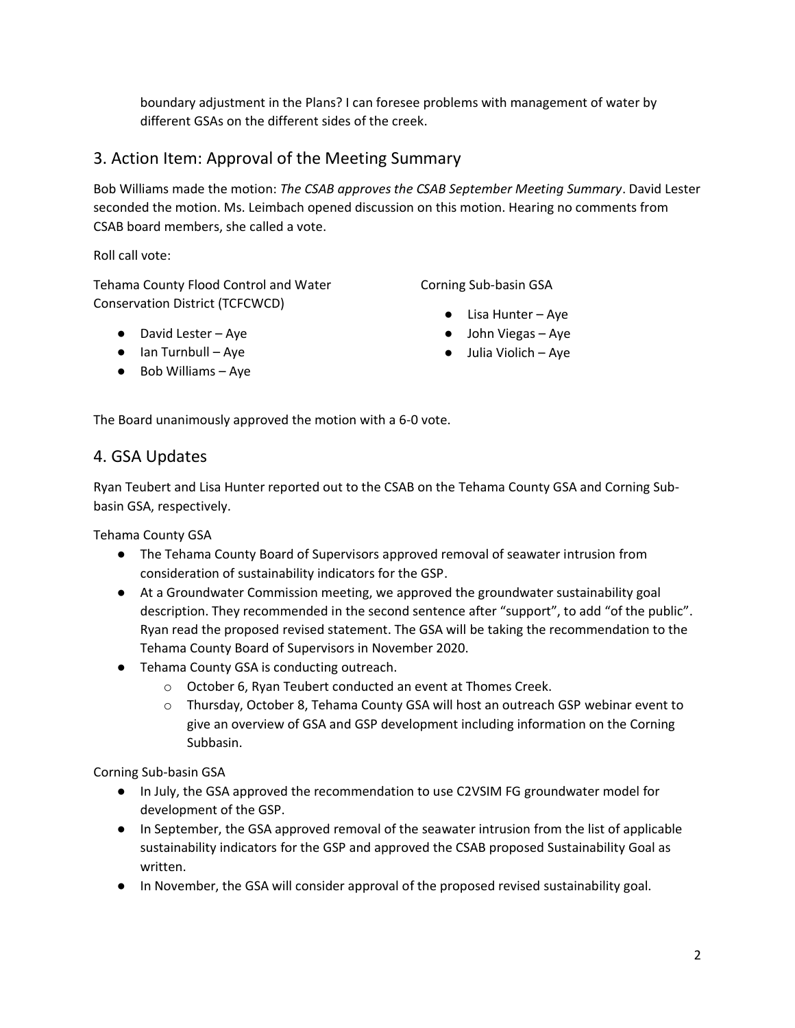boundary adjustment in the Plans? I can foresee problems with management of water by different GSAs on the different sides of the creek.

## 3. Action Item: Approval of the Meeting Summary

Bob Williams made the motion: *The CSAB approves the CSAB September Meeting Summary*. David Lester seconded the motion. Ms. Leimbach opened discussion on this motion. Hearing no comments from CSAB board members, she called a vote.

Roll call vote:

Tehama County Flood Control and Water Conservation District (TCFCWCD)

- David Lester – Aye
- Ian Turnbull – Aye
- Bob Williams – Aye

Corning Sub-basin GSA

- Lisa Hunter – Aye
- John Viegas – Aye
- Julia Violich – Aye

The Board unanimously approved the motion with a 6-0 vote.

## 4. GSA Updates

Ryan Teubert and Lisa Hunter reported out to the CSAB on the Tehama County GSA and Corning Sub-basin GSA, respectively.

Tehama County GSA

- The Tehama County Board of Supervisors approved removal of seawater intrusion from consideration of sustainability indicators for the GSP.
- At a Groundwater Commission meeting, we approved the groundwater sustainability goal description. They recommended in the second sentence after "support", to add "of the public". Ryan read the proposed revised statement. The GSA will be taking the recommendation to the Tehama County Board of Supervisors in November 2020.
- Tehama County GSA is conducting outreach.
  - October 6, Ryan Teubert conducted an event at Thomes Creek.
  - Thursday, October 8, Tehama County GSA will host an outreach GSP webinar event to give an overview of GSA and GSP development including information on the Corning Subbasin.

Corning Sub-basin GSA

- In July, the GSA approved the recommendation to use C2VSIM FG groundwater model for development of the GSP.
- In September, the GSA approved removal of the seawater intrusion from the list of applicable sustainability indicators for the GSP and approved the CSAB proposed Sustainability Goal as written.
- In November, the GSA will consider approval of the proposed revised sustainability goal.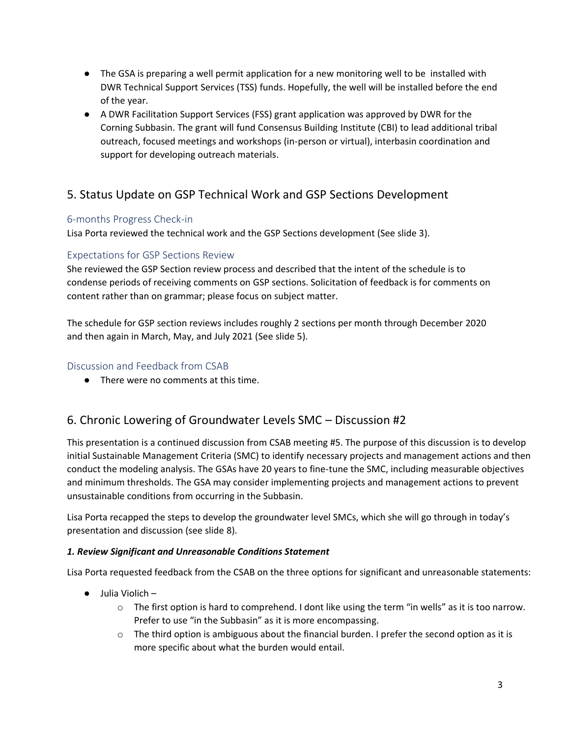- The GSA is preparing a well permit application for a new monitoring well to be installed with DWR Technical Support Services (TSS) funds. Hopefully, the well will be installed before the end of the year.
- A DWR Facilitation Support Services (FSS) grant application was approved by DWR for the Corning Subbasin. The grant will fund Consensus Building Institute (CBI) to lead additional tribal outreach, focused meetings and workshops (in-person or virtual), interbasin coordination and support for developing outreach materials.

## 5. Status Update on GSP Technical Work and GSP Sections Development

### 6-months Progress Check-in

Lisa Porta reviewed the technical work and the GSP Sections development (See slide 3).

### Expectations for GSP Sections Review

She reviewed the GSP Section review process and described that the intent of the schedule is to condense periods of receiving comments on GSP sections. Solicitation of feedback is for comments on content rather than on grammar; please focus on subject matter.

The schedule for GSP section reviews includes roughly 2 sections per month through December 2020 and then again in March, May, and July 2021 (See slide 5).

### Discussion and Feedback from CSAB

- There were no comments at this time.

## 6. Chronic Lowering of Groundwater Levels SMC – Discussion #2

This presentation is a continued discussion from CSAB meeting #5. The purpose of this discussion is to develop initial Sustainable Management Criteria (SMC) to identify necessary projects and management actions and then conduct the modeling analysis. The GSAs have 20 years to fine-tune the SMC, including measurable objectives and minimum thresholds. The GSA may consider implementing projects and management actions to prevent unsustainable conditions from occurring in the Subbasin.

Lisa Porta recapped the steps to develop the groundwater level SMCs, which she will go through in today's presentation and discussion (see slide 8).

***1. Review Significant and Unreasonable Conditions Statement***

Lisa Porta requested feedback from the CSAB on the three options for significant and unreasonable statements:

- Julia Violich –
  - The first option is hard to comprehend. I dont like using the term "in wells" as it is too narrow. Prefer to use "in the Subbasin" as it is more encompassing.
  - The third option is ambiguous about the financial burden. I prefer the second option as it is more specific about what the burden would entail.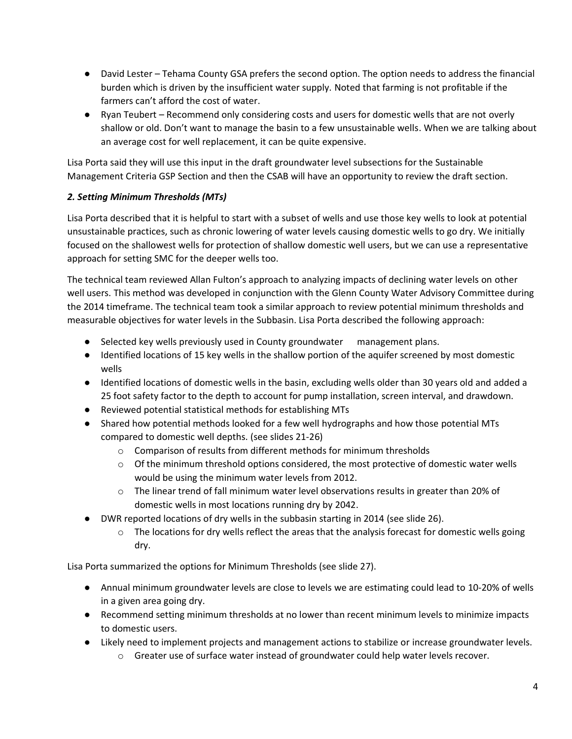- David Lester – Tehama County GSA prefers the second option. The option needs to address the financial burden which is driven by the insufficient water supply. Noted that farming is not profitable if the farmers can't afford the cost of water.
- Ryan Teubert – Recommend only considering costs and users for domestic wells that are not overly shallow or old. Don't want to manage the basin to a few unsustainable wells. When we are talking about an average cost for well replacement, it can be quite expensive.

Lisa Porta said they will use this input in the draft groundwater level subsections for the Sustainable Management Criteria GSP Section and then the CSAB will have an opportunity to review the draft section.

***2. Setting Minimum Thresholds (MTs)***

Lisa Porta described that it is helpful to start with a subset of wells and use those key wells to look at potential unsustainable practices, such as chronic lowering of water levels causing domestic wells to go dry. We initially focused on the shallowest wells for protection of shallow domestic well users, but we can use a representative approach for setting SMC for the deeper wells too.

The technical team reviewed Allan Fulton's approach to analyzing impacts of declining water levels on other well users. This method was developed in conjunction with the Glenn County Water Advisory Committee during the 2014 timeframe. The technical team took a similar approach to review potential minimum thresholds and measurable objectives for water levels in the Subbasin. Lisa Porta described the following approach:

- Selected key wells previously used in County groundwater management plans.
- Identified locations of 15 key wells in the shallow portion of the aquifer screened by most domestic wells
- Identified locations of domestic wells in the basin, excluding wells older than 30 years old and added a 25 foot safety factor to the depth to account for pump installation, screen interval, and drawdown.
- Reviewed potential statistical methods for establishing MTs
- Shared how potential methods looked for a few well hydrographs and how those potential MTs compared to domestic well depths. (see slides 21-26)
  - Comparison of results from different methods for minimum thresholds
  - Of the minimum threshold options considered, the most protective of domestic water wells would be using the minimum water levels from 2012.
  - The linear trend of fall minimum water level observations results in greater than 20% of domestic wells in most locations running dry by 2042.
- DWR reported locations of dry wells in the subbasin starting in 2014 (see slide 26).
  - The locations for dry wells reflect the areas that the analysis forecast for domestic wells going dry.

Lisa Porta summarized the options for Minimum Thresholds (see slide 27).

- Annual minimum groundwater levels are close to levels we are estimating could lead to 10-20% of wells in a given area going dry.
- Recommend setting minimum thresholds at no lower than recent minimum levels to minimize impacts to domestic users.
- Likely need to implement projects and management actions to stabilize or increase groundwater levels.
  - Greater use of surface water instead of groundwater could help water levels recover.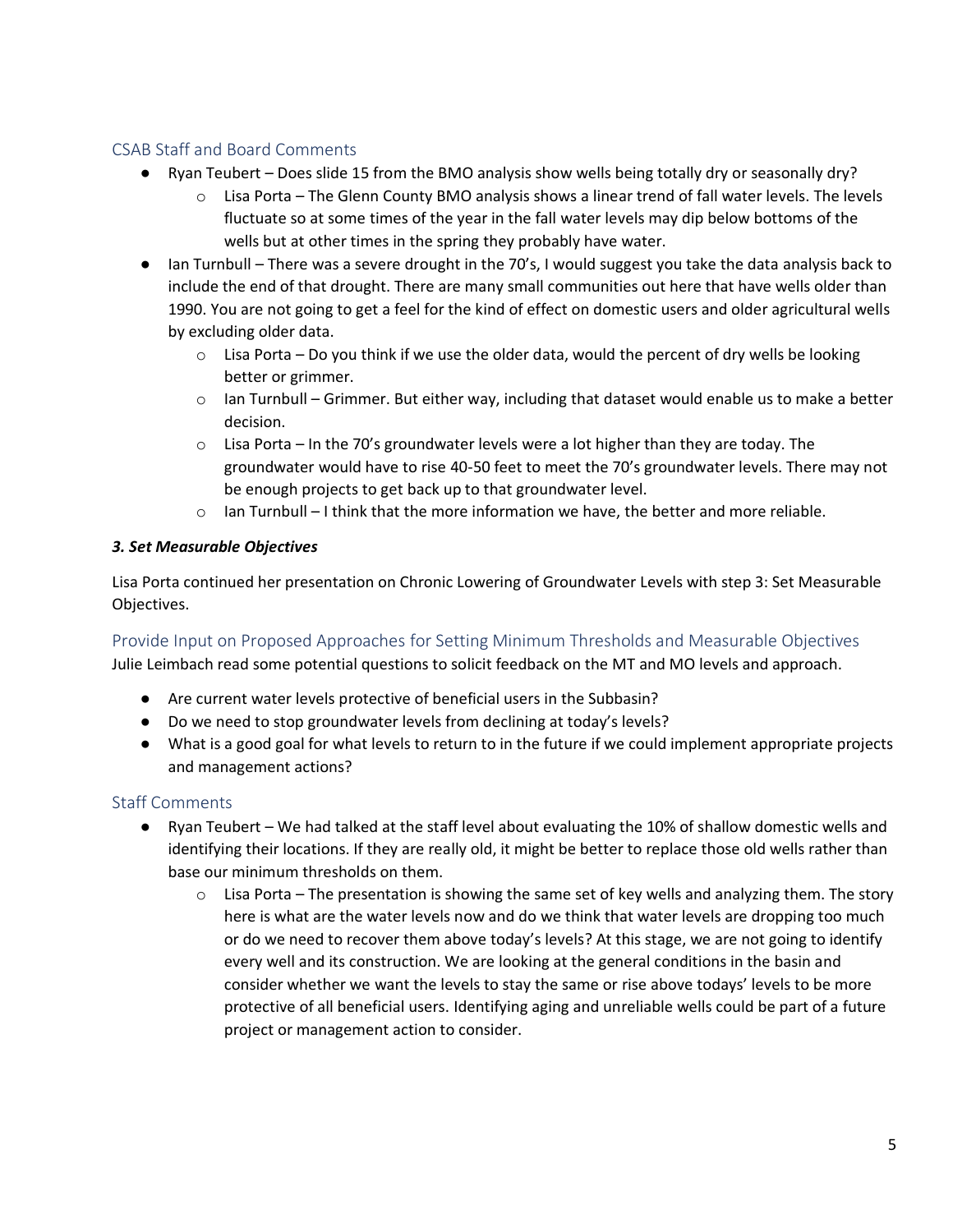### CSAB Staff and Board Comments

- Ryan Teubert – Does slide 15 from the BMO analysis show wells being totally dry or seasonally dry?
    - Lisa Porta – The Glenn County BMO analysis shows a linear trend of fall water levels. The levels fluctuate so at some times of the year in the fall water levels may dip below bottoms of the wells but at other times in the spring they probably have water.
- Ian Turnbull – There was a severe drought in the 70's, I would suggest you take the data analysis back to include the end of that drought. There are many small communities out here that have wells older than 1990. You are not going to get a feel for the kind of effect on domestic users and older agricultural wells by excluding older data.
    - Lisa Porta – Do you think if we use the older data, would the percent of dry wells be looking better or grimmer.
    - Ian Turnbull – Grimmer. But either way, including that dataset would enable us to make a better decision.
    - Lisa Porta – In the 70's groundwater levels were a lot higher than they are today. The groundwater would have to rise 40-50 feet to meet the 70's groundwater levels. There may not be enough projects to get back up to that groundwater level.
    - Ian Turnbull – I think that the more information we have, the better and more reliable.

***3. Set Measurable Objectives***

Lisa Porta continued her presentation on Chronic Lowering of Groundwater Levels with step 3: Set Measurable Objectives.

### Provide Input on Proposed Approaches for Setting Minimum Thresholds and Measurable Objectives

Julie Leimbach read some potential questions to solicit feedback on the MT and MO levels and approach.

- Are current water levels protective of beneficial users in the Subbasin?
- Do we need to stop groundwater levels from declining at today's levels?
- What is a good goal for what levels to return to in the future if we could implement appropriate projects and management actions?

### Staff Comments

- Ryan Teubert – We had talked at the staff level about evaluating the 10% of shallow domestic wells and identifying their locations. If they are really old, it might be better to replace those old wells rather than base our minimum thresholds on them.
    - Lisa Porta – The presentation is showing the same set of key wells and analyzing them. The story here is what are the water levels now and do we think that water levels are dropping too much or do we need to recover them above today's levels? At this stage, we are not going to identify every well and its construction. We are looking at the general conditions in the basin and consider whether we want the levels to stay the same or rise above todays' levels to be more protective of all beneficial users. Identifying aging and unreliable wells could be part of a future project or management action to consider.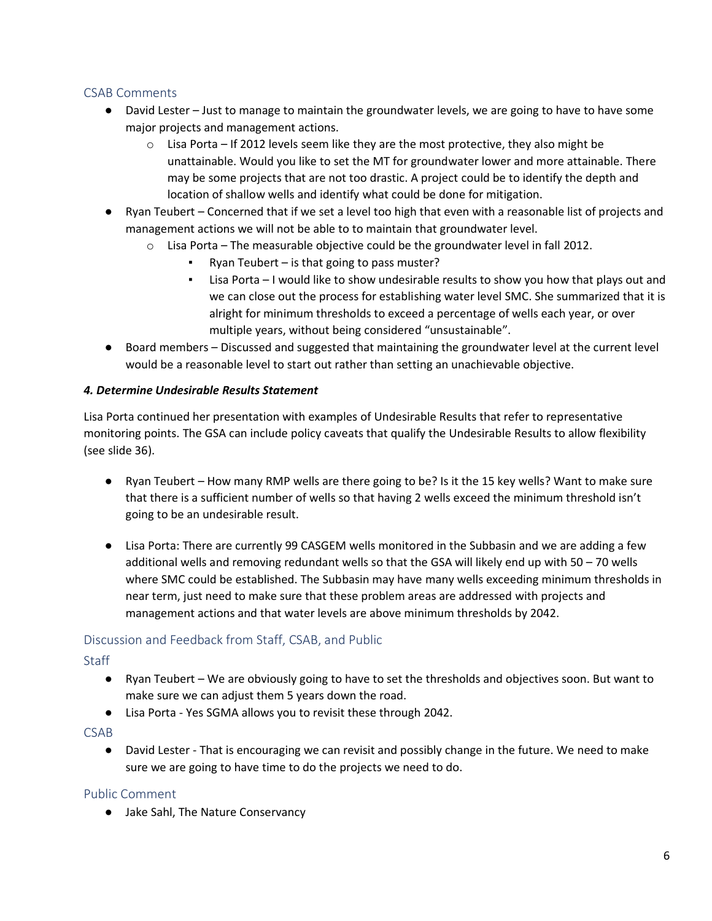## CSAB Comments

- David Lester – Just to manage to maintain the groundwater levels, we are going to have to have some major projects and management actions.
  - Lisa Porta – If 2012 levels seem like they are the most protective, they also might be unattainable. Would you like to set the MT for groundwater lower and more attainable. There may be some projects that are not too drastic. A project could be to identify the depth and location of shallow wells and identify what could be done for mitigation.
- Ryan Teubert – Concerned that if we set a level too high that even with a reasonable list of projects and management actions we will not be able to to maintain that groundwater level.
  - Lisa Porta – The measurable objective could be the groundwater level in fall 2012.
    - Ryan Teubert – is that going to pass muster?
    - Lisa Porta – I would like to show undesirable results to show you how that plays out and we can close out the process for establishing water level SMC. She summarized that it is alright for minimum thresholds to exceed a percentage of wells each year, or over multiple years, without being considered "unsustainable".
- Board members – Discussed and suggested that maintaining the groundwater level at the current level would be a reasonable level to start out rather than setting an unachievable objective.

### *4. Determine Undesirable Results Statement*

Lisa Porta continued her presentation with examples of Undesirable Results that refer to representative monitoring points. The GSA can include policy caveats that qualify the Undesirable Results to allow flexibility (see slide 36).

- Ryan Teubert – How many RMP wells are there going to be? Is it the 15 key wells? Want to make sure that there is a sufficient number of wells so that having 2 wells exceed the minimum threshold isn't going to be an undesirable result.

- Lisa Porta: There are currently 99 CASGEM wells monitored in the Subbasin and we are adding a few additional wells and removing redundant wells so that the GSA will likely end up with 50 – 70 wells where SMC could be established. The Subbasin may have many wells exceeding minimum thresholds in near term, just need to make sure that these problem areas are addressed with projects and management actions and that water levels are above minimum thresholds by 2042.

## Discussion and Feedback from Staff, CSAB, and Public

### Staff

- Ryan Teubert – We are obviously going to have to set the thresholds and objectives soon. But want to make sure we can adjust them 5 years down the road.
- Lisa Porta - Yes SGMA allows you to revisit these through 2042.

### CSAB

- David Lester - That is encouraging we can revisit and possibly change in the future. We need to make sure we are going to have time to do the projects we need to do.

### Public Comment

- Jake Sahl, The Nature Conservancy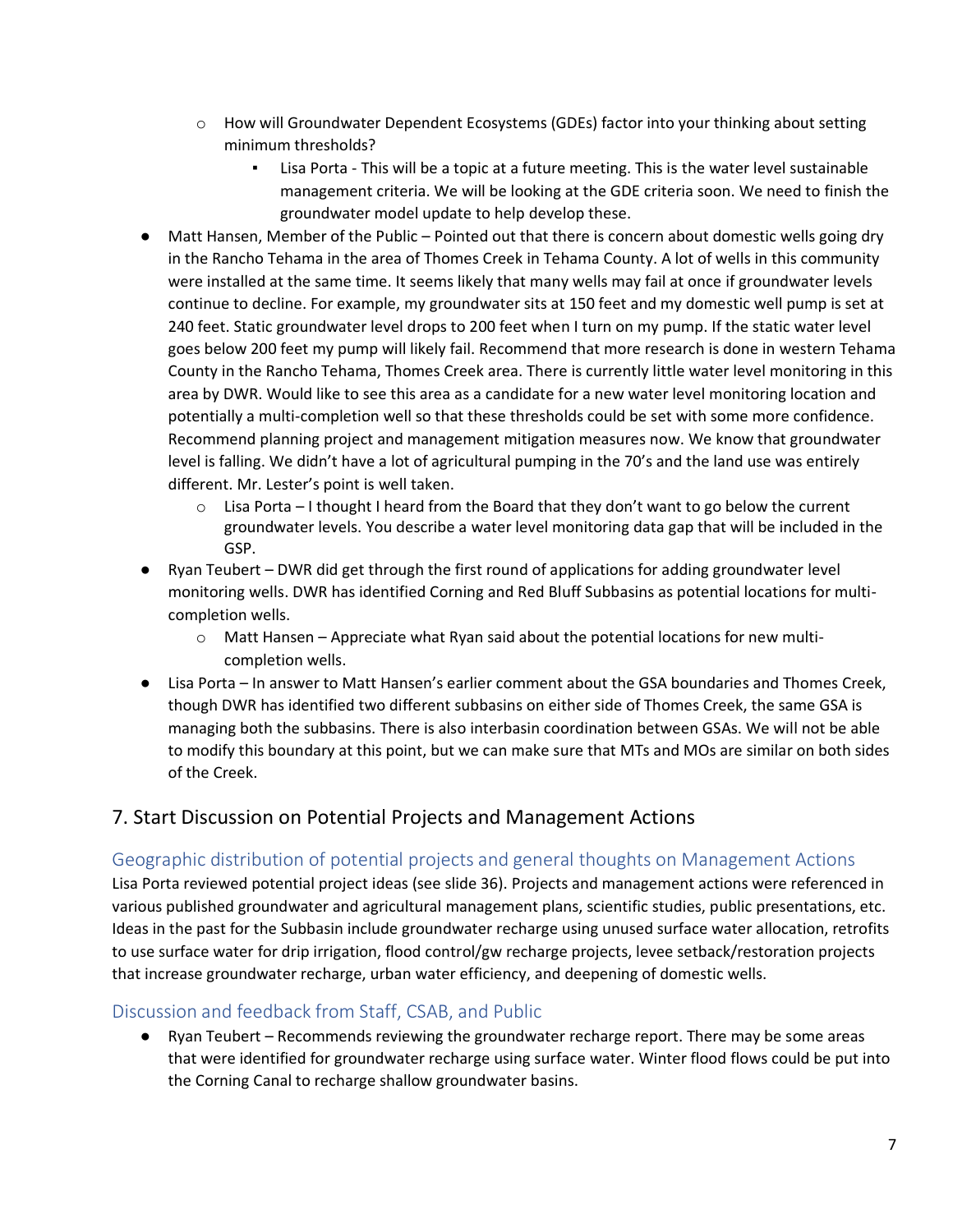- How will Groundwater Dependent Ecosystems (GDEs) factor into your thinking about setting minimum thresholds?
  - Lisa Porta - This will be a topic at a future meeting. This is the water level sustainable management criteria. We will be looking at the GDE criteria soon. We need to finish the groundwater model update to help develop these.
- Matt Hansen, Member of the Public – Pointed out that there is concern about domestic wells going dry in the Rancho Tehama in the area of Thomes Creek in Tehama County. A lot of wells in this community were installed at the same time. It seems likely that many wells may fail at once if groundwater levels continue to decline. For example, my groundwater sits at 150 feet and my domestic well pump is set at 240 feet. Static groundwater level drops to 200 feet when I turn on my pump. If the static water level goes below 200 feet my pump will likely fail. Recommend that more research is done in western Tehama County in the Rancho Tehama, Thomes Creek area. There is currently little water level monitoring in this area by DWR. Would like to see this area as a candidate for a new water level monitoring location and potentially a multi-completion well so that these thresholds could be set with some more confidence. Recommend planning project and management mitigation measures now. We know that groundwater level is falling. We didn't have a lot of agricultural pumping in the 70's and the land use was entirely different. Mr. Lester's point is well taken.
  - Lisa Porta – I thought I heard from the Board that they don't want to go below the current groundwater levels. You describe a water level monitoring data gap that will be included in the GSP.
- Ryan Teubert – DWR did get through the first round of applications for adding groundwater level monitoring wells. DWR has identified Corning and Red Bluff Subbasins as potential locations for multi-completion wells.
  - Matt Hansen – Appreciate what Ryan said about the potential locations for new multi-completion wells.
- Lisa Porta – In answer to Matt Hansen's earlier comment about the GSA boundaries and Thomes Creek, though DWR has identified two different subbasins on either side of Thomes Creek, the same GSA is managing both the subbasins. There is also interbasin coordination between GSAs. We will not be able to modify this boundary at this point, but we can make sure that MTs and MOs are similar on both sides of the Creek.

## 7. Start Discussion on Potential Projects and Management Actions

### Geographic distribution of potential projects and general thoughts on Management Actions

Lisa Porta reviewed potential project ideas (see slide 36). Projects and management actions were referenced in various published groundwater and agricultural management plans, scientific studies, public presentations, etc. Ideas in the past for the Subbasin include groundwater recharge using unused surface water allocation, retrofits to use surface water for drip irrigation, flood control/gw recharge projects, levee setback/restoration projects that increase groundwater recharge, urban water efficiency, and deepening of domestic wells.

### Discussion and feedback from Staff, CSAB, and Public

- Ryan Teubert – Recommends reviewing the groundwater recharge report. There may be some areas that were identified for groundwater recharge using surface water. Winter flood flows could be put into the Corning Canal to recharge shallow groundwater basins.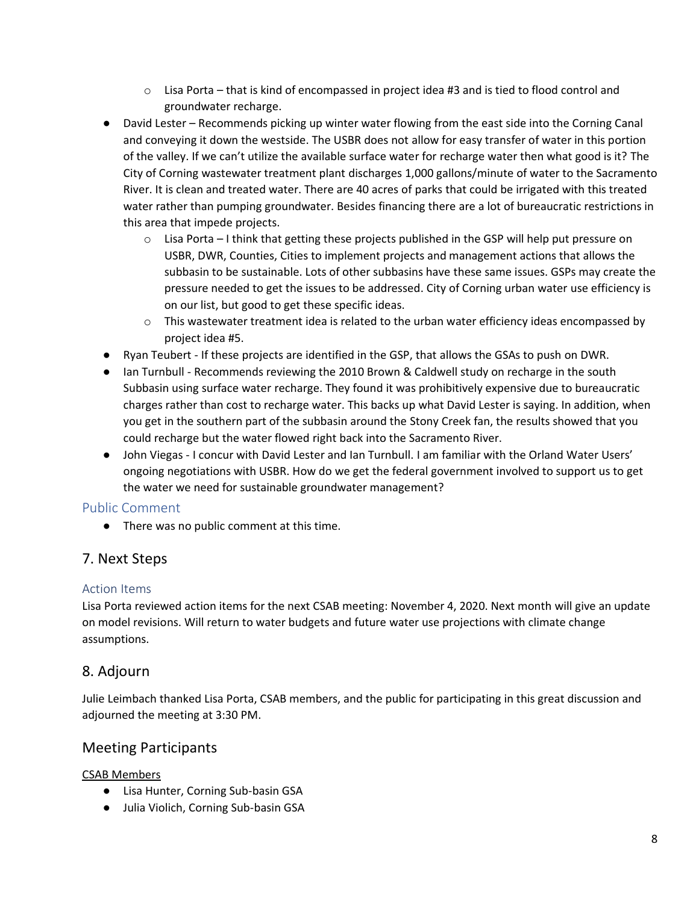- Lisa Porta – that is kind of encompassed in project idea #3 and is tied to flood control and groundwater recharge.
- David Lester – Recommends picking up winter water flowing from the east side into the Corning Canal and conveying it down the westside. The USBR does not allow for easy transfer of water in this portion of the valley. If we can't utilize the available surface water for recharge water then what good is it? The City of Corning wastewater treatment plant discharges 1,000 gallons/minute of water to the Sacramento River. It is clean and treated water. There are 40 acres of parks that could be irrigated with this treated water rather than pumping groundwater. Besides financing there are a lot of bureaucratic restrictions in this area that impede projects.
    - Lisa Porta – I think that getting these projects published in the GSP will help put pressure on USBR, DWR, Counties, Cities to implement projects and management actions that allows the subbasin to be sustainable. Lots of other subbasins have these same issues. GSPs may create the pressure needed to get the issues to be addressed. City of Corning urban water use efficiency is on our list, but good to get these specific ideas.
    - This wastewater treatment idea is related to the urban water efficiency ideas encompassed by project idea #5.
- Ryan Teubert - If these projects are identified in the GSP, that allows the GSAs to push on DWR.
- Ian Turnbull - Recommends reviewing the 2010 Brown & Caldwell study on recharge in the south Subbasin using surface water recharge. They found it was prohibitively expensive due to bureaucratic charges rather than cost to recharge water. This backs up what David Lester is saying. In addition, when you get in the southern part of the subbasin around the Stony Creek fan, the results showed that you could recharge but the water flowed right back into the Sacramento River.
- John Viegas - I concur with David Lester and Ian Turnbull. I am familiar with the Orland Water Users' ongoing negotiations with USBR. How do we get the federal government involved to support us to get the water we need for sustainable groundwater management?

### Public Comment

- There was no public comment at this time.

## 7. Next Steps

### Action Items

Lisa Porta reviewed action items for the next CSAB meeting: November 4, 2020. Next month will give an update on model revisions. Will return to water budgets and future water use projections with climate change assumptions.

## 8. Adjourn

Julie Leimbach thanked Lisa Porta, CSAB members, and the public for participating in this great discussion and adjourned the meeting at 3:30 PM.

## Meeting Participants

CSAB Members

- Lisa Hunter, Corning Sub-basin GSA
- Julia Violich, Corning Sub-basin GSA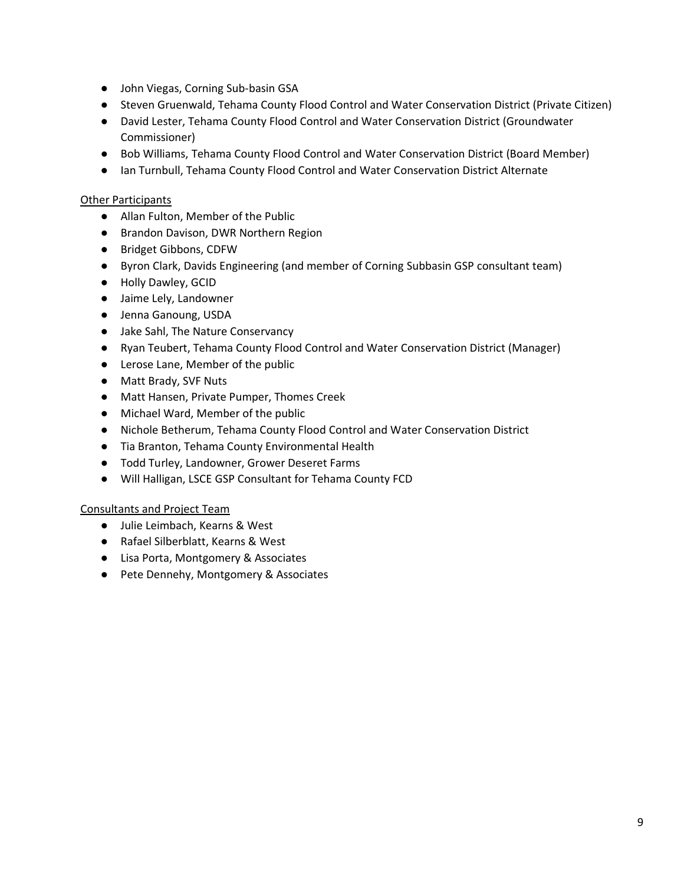- John Viegas, Corning Sub-basin GSA
- Steven Gruenwald, Tehama County Flood Control and Water Conservation District (Private Citizen)
- David Lester, Tehama County Flood Control and Water Conservation District (Groundwater Commissioner)
- Bob Williams, Tehama County Flood Control and Water Conservation District (Board Member)
- Ian Turnbull, Tehama County Flood Control and Water Conservation District Alternate

Other Participants

- Allan Fulton, Member of the Public
- Brandon Davison, DWR Northern Region
- Bridget Gibbons, CDFW
- Byron Clark, Davids Engineering (and member of Corning Subbasin GSP consultant team)
- Holly Dawley, GCID
- Jaime Lely, Landowner
- Jenna Ganoung, USDA
- Jake Sahl, The Nature Conservancy
- Ryan Teubert, Tehama County Flood Control and Water Conservation District (Manager)
- Lerose Lane, Member of the public
- Matt Brady, SVF Nuts
- Matt Hansen, Private Pumper, Thomes Creek
- Michael Ward, Member of the public
- Nichole Betherum, Tehama County Flood Control and Water Conservation District
- Tia Branton, Tehama County Environmental Health
- Todd Turley, Landowner, Grower Deseret Farms
- Will Halligan, LSCE GSP Consultant for Tehama County FCD

Consultants and Project Team

- Julie Leimbach, Kearns & West
- Rafael Silberblatt, Kearns & West
- Lisa Porta, Montgomery & Associates
- Pete Dennehy, Montgomery & Associates